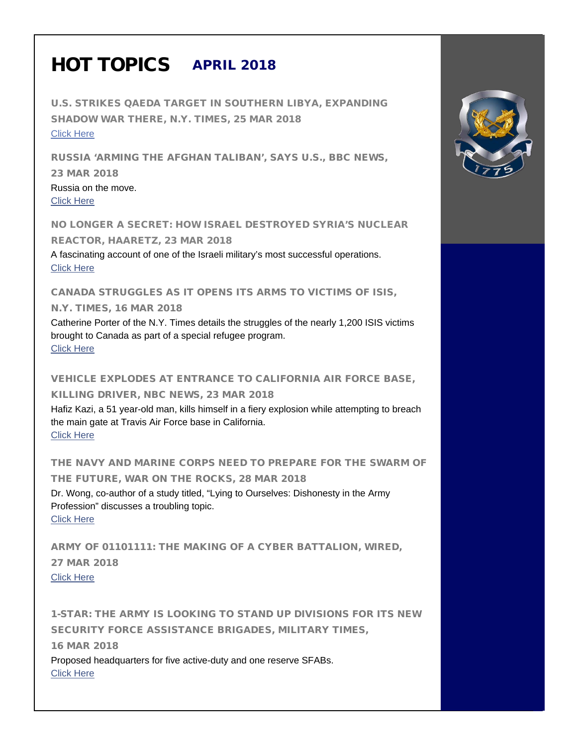# HOT TOPICS APRIL 2018

### U.S. STRIKES QAEDA TARGET IN SOUTHERN LIBYA, EXPANDING SHADOW WAR THERE, N.Y. TIMES, 25 MAR 2018

Click Here

### RUSSIA 'ARMING THE AFGHAN TALIBAN', SAYS U.S., BBC NEWS, 23 MAR 2018

Russia on the move.
Click Here

### NO LONGER A SECRET: HOW ISRAEL DESTROYED SYRIA'S NUCLEAR REACTOR, HAARETZ, 23 MAR 2018

A fascinating account of one of the Israeli military's most successful operations.
Click Here

### CANADA STRUGGLES AS IT OPENS ITS ARMS TO VICTIMS OF ISIS, N.Y. TIMES, 16 MAR 2018

Catherine Porter of the N.Y. Times details the struggles of the nearly 1,200 ISIS victims brought to Canada as part of a special refugee program.
Click Here

### VEHICLE EXPLODES AT ENTRANCE TO CALIFORNIA AIR FORCE BASE, KILLING DRIVER, NBC NEWS, 23 MAR 2018

Hafiz Kazi, a 51 year-old man, kills himself in a fiery explosion while attempting to breach the main gate at Travis Air Force base in California.
Click Here

### THE NAVY AND MARINE CORPS NEED TO PREPARE FOR THE SWARM OF THE FUTURE, WAR ON THE ROCKS, 28 MAR 2018

Dr. Wong, co-author of a study titled, "Lying to Ourselves: Dishonesty in the Army Profession" discusses a troubling topic.
Click Here

### ARMY OF 01101111: THE MAKING OF A CYBER BATTALION, WIRED, 27 MAR 2018

Click Here

### 1-STAR: THE ARMY IS LOOKING TO STAND UP DIVISIONS FOR ITS NEW SECURITY FORCE ASSISTANCE BRIGADES, MILITARY TIMES, 16 MAR 2018

Proposed headquarters for five active-duty and one reserve SFABs.
Click Here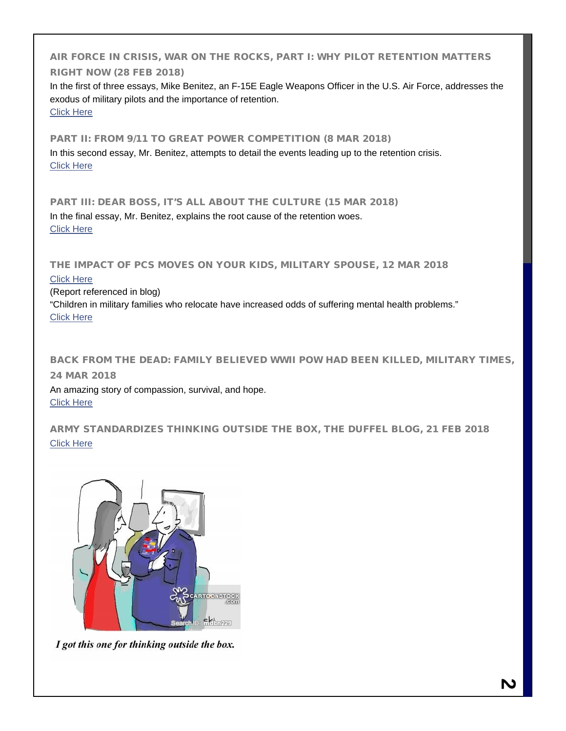### AIR FORCE IN CRISIS, WAR ON THE ROCKS, PART I: WHY PILOT RETENTION MATTERS RIGHT NOW (28 FEB 2018)

In the first of three essays, Mike Benitez, an F-15E Eagle Weapons Officer in the U.S. Air Force, addresses the exodus of military pilots and the importance of retention.
Click Here

### PART II: FROM 9/11 TO GREAT POWER COMPETITION (8 MAR 2018)

In this second essay, Mr. Benitez, attempts to detail the events leading up to the retention crisis.
Click Here

### PART III: DEAR BOSS, IT'S ALL ABOUT THE CULTURE (15 MAR 2018)

In the final essay, Mr. Benitez, explains the root cause of the retention woes.
Click Here

### THE IMPACT OF PCS MOVES ON YOUR KIDS, MILITARY SPOUSE, 12 MAR 2018

Click Here
(Report referenced in blog)
"Children in military families who relocate have increased odds of suffering mental health problems."
Click Here

### BACK FROM THE DEAD: FAMILY BELIEVED WWII POW HAD BEEN KILLED, MILITARY TIMES, 24 MAR 2018

An amazing story of compassion, survival, and hope.
Click Here

### ARMY STANDARDIZES THINKING OUTSIDE THE BOX, THE DUFFEL BLOG, 21 FEB 2018

Click Here

*I got this one for thinking outside the box.*